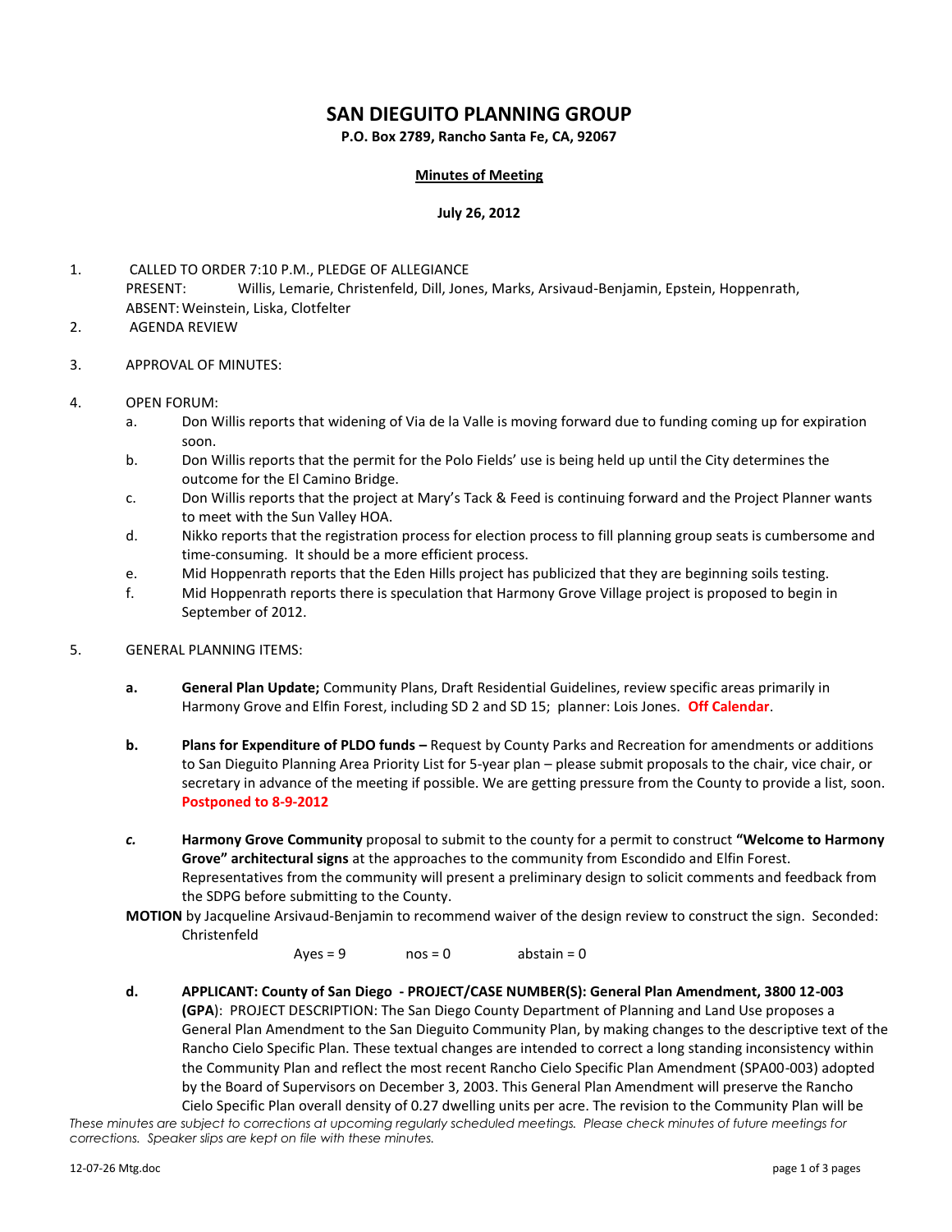# SAN DIEGUITO PLANNING GROUP

**P.O. Box 2789, Rancho Santa Fe, CA, 92067**

**Minutes of Meeting**

**July 26, 2012**

1. CALLED TO ORDER 7:10 P.M., PLEDGE OF ALLEGIANCE
   PRESENT: Willis, Lemarie, Christenfeld, Dill, Jones, Marks, Arsivaud-Benjamin, Epstein, Hoppenrath,
   ABSENT: Weinstein, Liska, Clotfelter
2. AGENDA REVIEW
3. APPROVAL OF MINUTES:
4. OPEN FORUM:
   a. Don Willis reports that widening of Via de la Valle is moving forward due to funding coming up for expiration soon.
   b. Don Willis reports that the permit for the Polo Fields' use is being held up until the City determines the outcome for the El Camino Bridge.
   c. Don Willis reports that the project at Mary's Tack & Feed is continuing forward and the Project Planner wants to meet with the Sun Valley HOA.
   d. Nikko reports that the registration process for election process to fill planning group seats is cumbersome and time-consuming. It should be a more efficient process.
   e. Mid Hoppenrath reports that the Eden Hills project has publicized that they are beginning soils testing.
   f. Mid Hoppenrath reports there is speculation that Harmony Grove Village project is proposed to begin in September of 2012.
5. GENERAL PLANNING ITEMS:
   **a.** **General Plan Update;** Community Plans, Draft Residential Guidelines, review specific areas primarily in Harmony Grove and Elfin Forest, including SD 2 and SD 15; planner: Lois Jones. **Off Calendar**.

   **b.** **Plans for Expenditure of PLDO funds –** Request by County Parks and Recreation for amendments or additions to San Dieguito Planning Area Priority List for 5-year plan – please submit proposals to the chair, vice chair, or secretary in advance of the meeting if possible. We are getting pressure from the County to provide a list, soon. **Postponed to 8-9-2012**

   ***c.*** **Harmony Grove Community** proposal to submit to the county for a permit to construct **"Welcome to Harmony Grove" architectural signs** at the approaches to the community from Escondido and Elfin Forest. Representatives from the community will present a preliminary design to solicit comments and feedback from the SDPG before submitting to the County.

   **MOTION** by Jacqueline Arsivaud-Benjamin to recommend waiver of the design review to construct the sign. Seconded: Christenfeld

   Ayes = 9 nos = 0 abstain = 0

   **d.** **APPLICANT: County of San Diego - PROJECT/CASE NUMBER(S): General Plan Amendment, 3800 12-003 (GPA**): PROJECT DESCRIPTION: The San Diego County Department of Planning and Land Use proposes a General Plan Amendment to the San Dieguito Community Plan, by making changes to the descriptive text of the Rancho Cielo Specific Plan. These textual changes are intended to correct a long standing inconsistency within the Community Plan and reflect the most recent Rancho Cielo Specific Plan Amendment (SPA00-003) adopted by the Board of Supervisors on December 3, 2003. This General Plan Amendment will preserve the Rancho Cielo Specific Plan overall density of 0.27 dwelling units per acre. The revision to the Community Plan will be

*These minutes are subject to corrections at upcoming regularly scheduled meetings. Please check minutes of future meetings for corrections. Speaker slips are kept on file with these minutes.*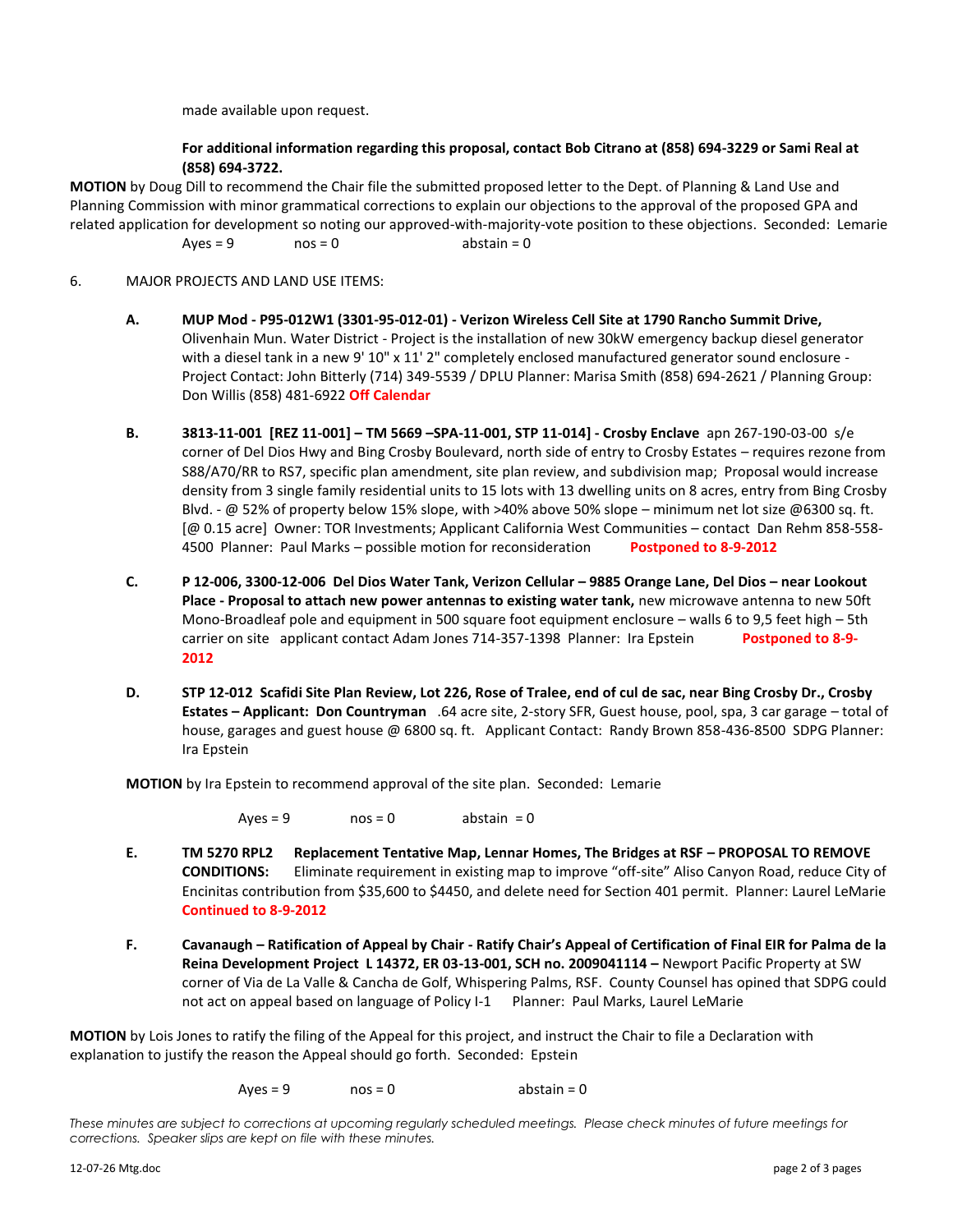made available upon request.

**For additional information regarding this proposal, contact Bob Citrano at (858) 694-3229 or Sami Real at (858) 694-3722.**

**MOTION** by Doug Dill to recommend the Chair file the submitted proposed letter to the Dept. of Planning & Land Use and Planning Commission with minor grammatical corrections to explain our objections to the approval of the proposed GPA and related application for development so noting our approved-with-majority-vote position to these objections. Seconded: Lemarie

Ayes = 9 nos = 0 abstain = 0

6. MAJOR PROJECTS AND LAND USE ITEMS:

**A. MUP Mod - P95-012W1 (3301-95-012-01) - Verizon Wireless Cell Site at 1790 Rancho Summit Drive,** Olivenhain Mun. Water District - Project is the installation of new 30kW emergency backup diesel generator with a diesel tank in a new 9' 10" x 11' 2" completely enclosed manufactured generator sound enclosure - Project Contact: John Bitterly (714) 349-5539 / DPLU Planner: Marisa Smith (858) 694-2621 / Planning Group: Don Willis (858) 481-6922 **Off Calendar**

**B. 3813-11-001 [REZ 11-001] – TM 5669 –SPA-11-001, STP 11-014] - Crosby Enclave** apn 267-190-03-00 s/e corner of Del Dios Hwy and Bing Crosby Boulevard, north side of entry to Crosby Estates – requires rezone from S88/A70/RR to RS7, specific plan amendment, site plan review, and subdivision map; Proposal would increase density from 3 single family residential units to 15 lots with 13 dwelling units on 8 acres, entry from Bing Crosby Blvd. - @ 52% of property below 15% slope, with >40% above 50% slope – minimum net lot size @6300 sq. ft. [@ 0.15 acre] Owner: TOR Investments; Applicant California West Communities – contact Dan Rehm 858-558-4500 Planner: Paul Marks – possible motion for reconsideration **Postponed to 8-9-2012**

**C. P 12-006, 3300-12-006 Del Dios Water Tank, Verizon Cellular – 9885 Orange Lane, Del Dios – near Lookout Place - Proposal to attach new power antennas to existing water tank,** new microwave antenna to new 50ft Mono-Broadleaf pole and equipment in 500 square foot equipment enclosure – walls 6 to 9,5 feet high – 5th carrier on site applicant contact Adam Jones 714-357-1398 Planner: Ira Epstein **Postponed to 8-9-2012**

**D. STP 12-012 Scafidi Site Plan Review, Lot 226, Rose of Tralee, end of cul de sac, near Bing Crosby Dr., Crosby Estates – Applicant: Don Countryman** .64 acre site, 2-story SFR, Guest house, pool, spa, 3 car garage – total of house, garages and guest house @ 6800 sq. ft. Applicant Contact: Randy Brown 858-436-8500 SDPG Planner: Ira Epstein

**MOTION** by Ira Epstein to recommend approval of the site plan. Seconded: Lemarie

Ayes = 9 nos = 0 abstain = 0

**E. TM 5270 RPL2 Replacement Tentative Map, Lennar Homes, The Bridges at RSF – PROPOSAL TO REMOVE CONDITIONS:** Eliminate requirement in existing map to improve "off-site" Aliso Canyon Road, reduce City of Encinitas contribution from $35,600 to $4450, and delete need for Section 401 permit. Planner: Laurel LeMarie **Continued to 8-9-2012**

**F. Cavanaugh – Ratification of Appeal by Chair - Ratify Chair's Appeal of Certification of Final EIR for Palma de la Reina Development Project L 14372, ER 03-13-001, SCH no. 2009041114 –** Newport Pacific Property at SW corner of Via de La Valle & Cancha de Golf, Whispering Palms, RSF. County Counsel has opined that SDPG could not act on appeal based on language of Policy I-1 Planner: Paul Marks, Laurel LeMarie

**MOTION** by Lois Jones to ratify the filing of the Appeal for this project, and instruct the Chair to file a Declaration with explanation to justify the reason the Appeal should go forth. Seconded: Epstein

Ayes = 9 nos = 0 abstain = 0

*These minutes are subject to corrections at upcoming regularly scheduled meetings. Please check minutes of future meetings for corrections. Speaker slips are kept on file with these minutes.*

12-07-26 Mtg.doc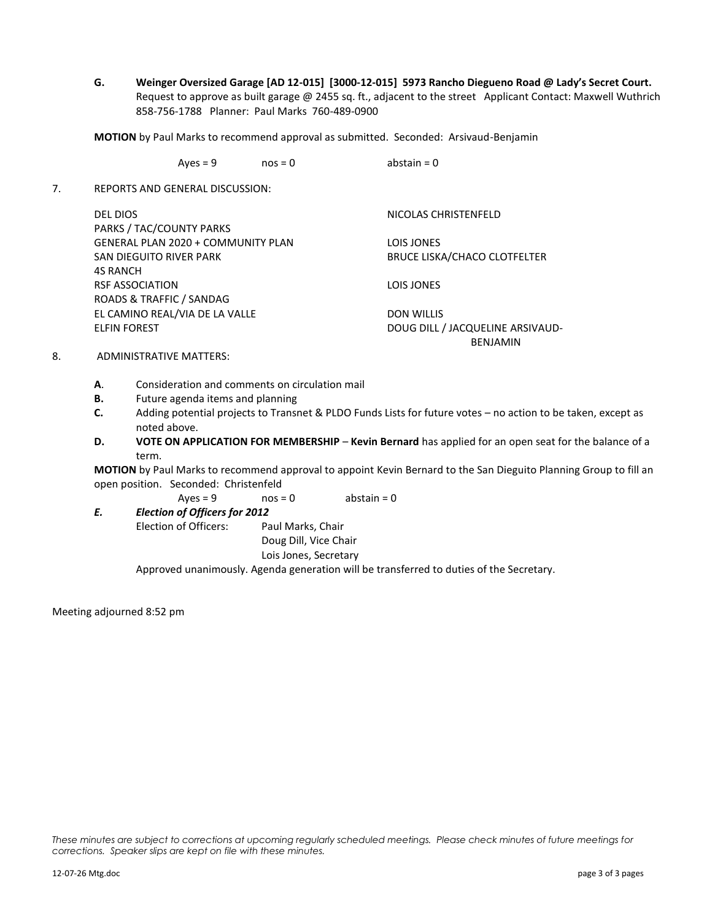**G. Weinger Oversized Garage [AD 12-015] [3000-12-015] 5973 Rancho Diegueno Road @ Lady's Secret Court.** Request to approve as built garage @ 2455 sq. ft., adjacent to the street Applicant Contact: Maxwell Wuthrich 858-756-1788 Planner: Paul Marks 760-489-0900

**MOTION** by Paul Marks to recommend approval as submitted. Seconded: Arsivaud-Benjamin

Ayes = 9 nos = 0 abstain = 0

7. REPORTS AND GENERAL DISCUSSION:

| | |
|---|---|
| DEL DIOS | NICOLAS CHRISTENFELD |
| PARKS / TAC/COUNTY PARKS | |
| GENERAL PLAN 2020 + COMMUNITY PLAN | LOIS JONES |
| SAN DIEGUITO RIVER PARK | BRUCE LISKA/CHACO CLOTFELTER |
| 4S RANCH | |
| RSF ASSOCIATION | LOIS JONES |
| ROADS & TRAFFIC / SANDAG | |
| EL CAMINO REAL/VIA DE LA VALLE | DON WILLIS |
| ELFIN FOREST | DOUG DILL / JACQUELINE ARSIVAUD-BENJAMIN |

8. ADMINISTRATIVE MATTERS:

**A**. Consideration and comments on circulation mail

**B.** Future agenda items and planning

**C.** Adding potential projects to Transnet & PLDO Funds Lists for future votes – no action to be taken, except as noted above.

**D. VOTE ON APPLICATION FOR MEMBERSHIP** – **Kevin Bernard** has applied for an open seat for the balance of a term.

**MOTION** by Paul Marks to recommend approval to appoint Kevin Bernard to the San Dieguito Planning Group to fill an open position. Seconded: Christenfeld

Ayes = 9 nos = 0 abstain = 0

***E. Election of Officers for 2012***

Election of Officers: Paul Marks, Chair
Doug Dill, Vice Chair
Lois Jones, Secretary

Approved unanimously. Agenda generation will be transferred to duties of the Secretary.

Meeting adjourned 8:52 pm

*These minutes are subject to corrections at upcoming regularly scheduled meetings. Please check minutes of future meetings for corrections. Speaker slips are kept on file with these minutes.*